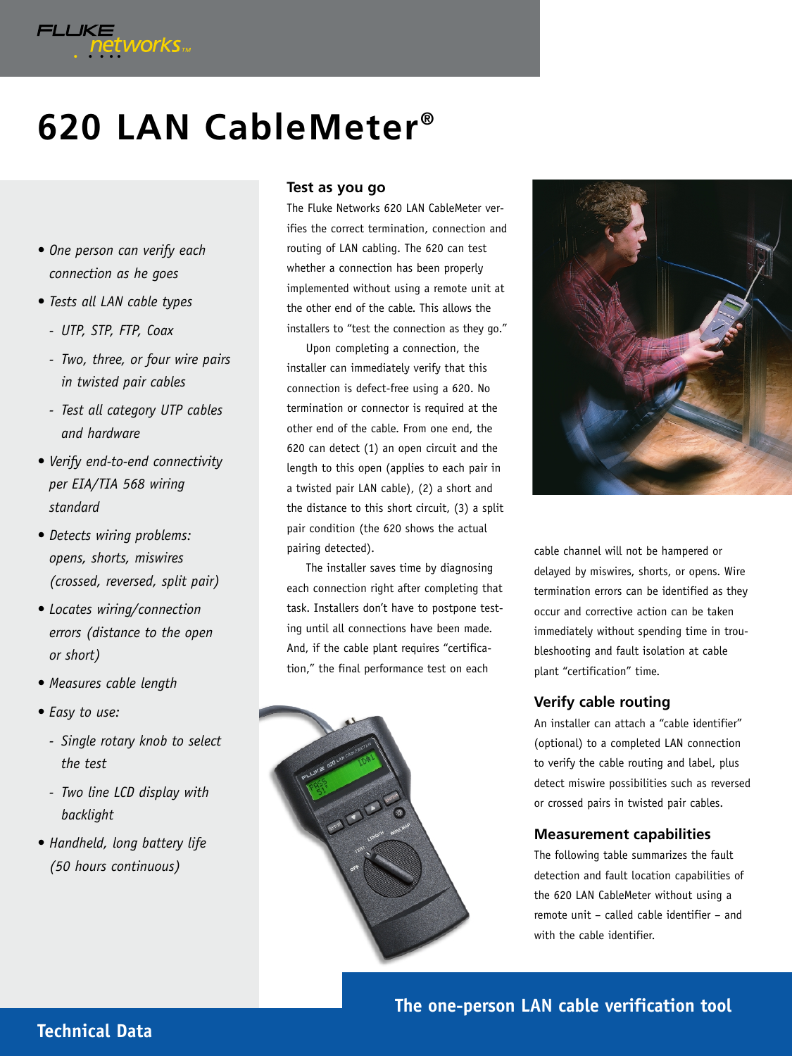# 620 LAN CableMeter®

- *One person can verify each connection as he goes*
- *Tests all LAN cable types*
  - *UTP, STP, FTP, Coax*
  - *Two, three, or four wire pairs in twisted pair cables*
  - *Test all category UTP cables and hardware*
- *Verify end-to-end connectivity per EIA/TIA 568 wiring standard*
- *Detects wiring problems: opens, shorts, miswires (crossed, reversed, split pair)*
- *Locates wiring/connection errors (distance to the open or short)*
- *Measures cable length*
- *Easy to use:*
  - *Single rotary knob to select the test*
  - *Two line LCD display with backlight*
- *Handheld, long battery life (50 hours continuous)*

## Test as you go

The Fluke Networks 620 LAN CableMeter verifies the correct termination, connection and routing of LAN cabling. The 620 can test whether a connection has been properly implemented without using a remote unit at the other end of the cable. This allows the installers to "test the connection as they go."

Upon completing a connection, the installer can immediately verify that this connection is defect-free using a 620. No termination or connector is required at the other end of the cable. From one end, the 620 can detect (1) an open circuit and the length to this open (applies to each pair in a twisted pair LAN cable), (2) a short and the distance to this short circuit, (3) a split pair condition (the 620 shows the actual pairing detected).

The installer saves time by diagnosing each connection right after completing that task. Installers don't have to postpone testing until all connections have been made. And, if the cable plant requires "certification," the final performance test on each cable channel will not be hampered or delayed by miswires, shorts, or opens. Wire termination errors can be identified as they occur and corrective action can be taken immediately without spending time in troubleshooting and fault isolation at cable plant "certification" time.

## Verify cable routing

An installer can attach a "cable identifier" (optional) to a completed LAN connection to verify the cable routing and label, plus detect miswire possibilities such as reversed or crossed pairs in twisted pair cables.

## Measurement capabilities

The following table summarizes the fault detection and fault location capabilities of the 620 LAN CableMeter without using a remote unit – called cable identifier – and with the cable identifier.

**The one-person LAN cable verification tool**

**Technical Data**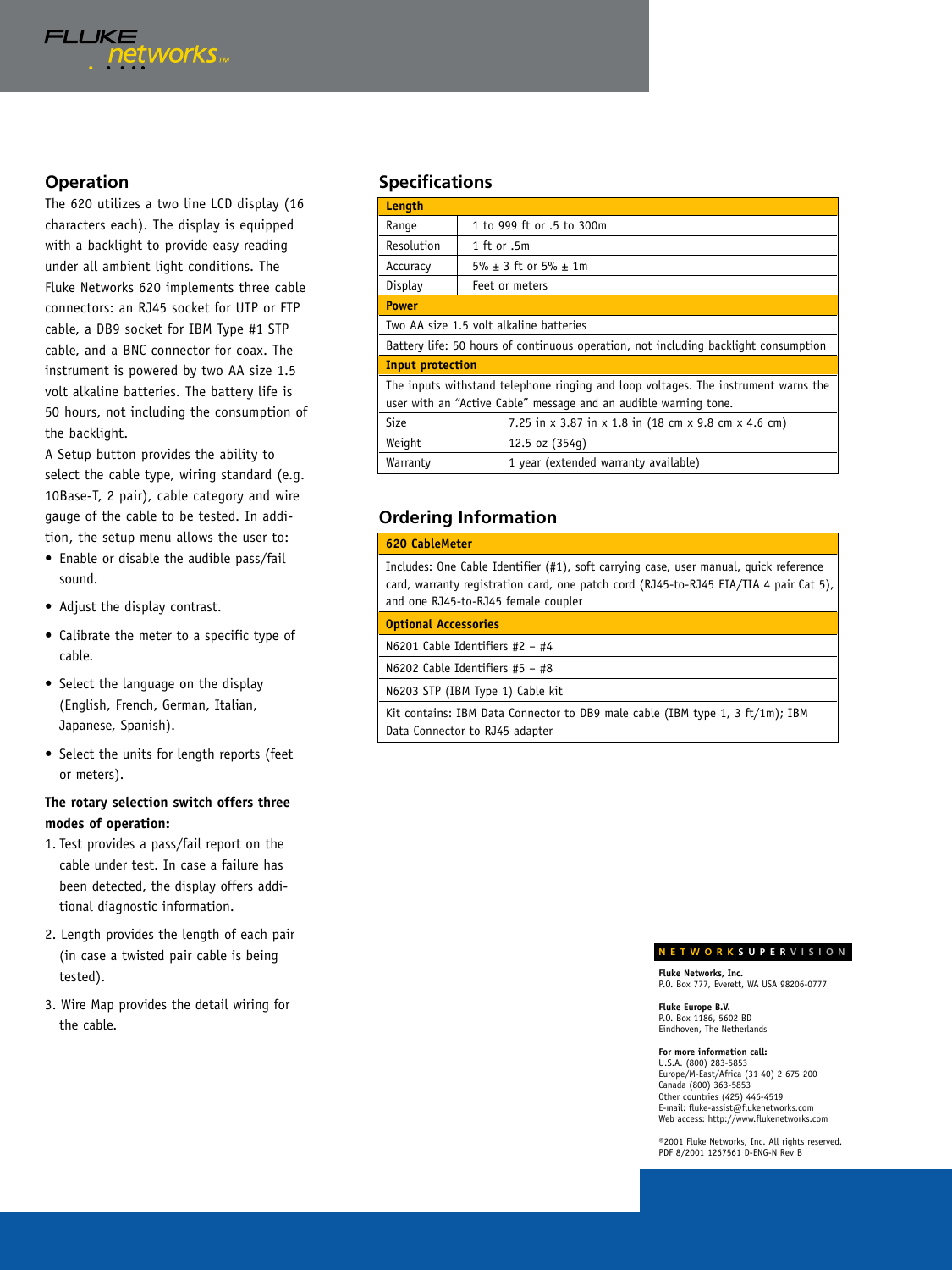## Operation

The 620 utilizes a two line LCD display (16 characters each). The display is equipped with a backlight to provide easy reading under all ambient light conditions. The Fluke Networks 620 implements three cable connectors: an RJ45 socket for UTP or FTP cable, a DB9 socket for IBM Type #1 STP cable, and a BNC connector for coax. The instrument is powered by two AA size 1.5 volt alkaline batteries. The battery life is 50 hours, not including the consumption of the backlight.

A Setup button provides the ability to select the cable type, wiring standard (e.g. 10Base-T, 2 pair), cable category and wire gauge of the cable to be tested. In addition, the setup menu allows the user to:

- Enable or disable the audible pass/fail sound.
- Adjust the display contrast.
- Calibrate the meter to a specific type of cable.
- Select the language on the display (English, French, German, Italian, Japanese, Spanish).
- Select the units for length reports (feet or meters).

**The rotary selection switch offers three modes of operation:**

1. Test provides a pass/fail report on the cable under test. In case a failure has been detected, the display offers additional diagnostic information.
2. Length provides the length of each pair (in case a twisted pair cable is being tested).
3. Wire Map provides the detail wiring for the cable.

## Specifications

| | |
|---|---|
| **Length** | |
| Range | 1 to 999 ft or .5 to 300m |
| Resolution | 1 ft or .5m |
| Accuracy | 5% ± 3 ft or 5% ± 1m |
| Display | Feet or meters |
| **Power** | |
| Two AA size 1.5 volt alkaline batteries | |
| Battery life: 50 hours of continuous operation, not including backlight consumption | |
| **Input protection** | |
| The inputs withstand telephone ringing and loop voltages. The instrument warns the user with an “Active Cable” message and an audible warning tone. | |
| Size | 7.25 in x 3.87 in x 1.8 in (18 cm x 9.8 cm x 4.6 cm) |
| Weight | 12.5 oz (354g) |
| Warranty | 1 year (extended warranty available) |

## Ordering Information

| |
|---|
| **620 CableMeter** |
| Includes: One Cable Identifier (#1), soft carrying case, user manual, quick reference card, warranty registration card, one patch cord (RJ45-to-RJ45 EIA/TIA 4 pair Cat 5), and one RJ45-to-RJ45 female coupler |
| **Optional Accessories** |
| N6201 Cable Identifiers #2 – #4 |
| N6202 Cable Identifiers #5 – #8 |
| N6203 STP (IBM Type 1) Cable kit |
| Kit contains: IBM Data Connector to DB9 male cable (IBM type 1, 3 ft/1m); IBM Data Connector to RJ45 adapter |

NETWORK SUPERVISION

**Fluke Networks, Inc.**
P.O. Box 777, Everett, WA USA 98206-0777

**Fluke Europe B.V.**
P.O. Box 1186, 5602 BD
Eindhoven, The Netherlands

**For more information call:**
U.S.A. (800) 283-5853
Europe/M-East/Africa (31 40) 2 675 200
Canada (800) 363-5853
Other countries (425) 446-4519
E-mail: fluke-assist@flukenetworks.com
Web access: http://www.flukenetworks.com

©2001 Fluke Networks, Inc. All rights reserved.
PDF 8/2001 1267561 D-ENG-N Rev B